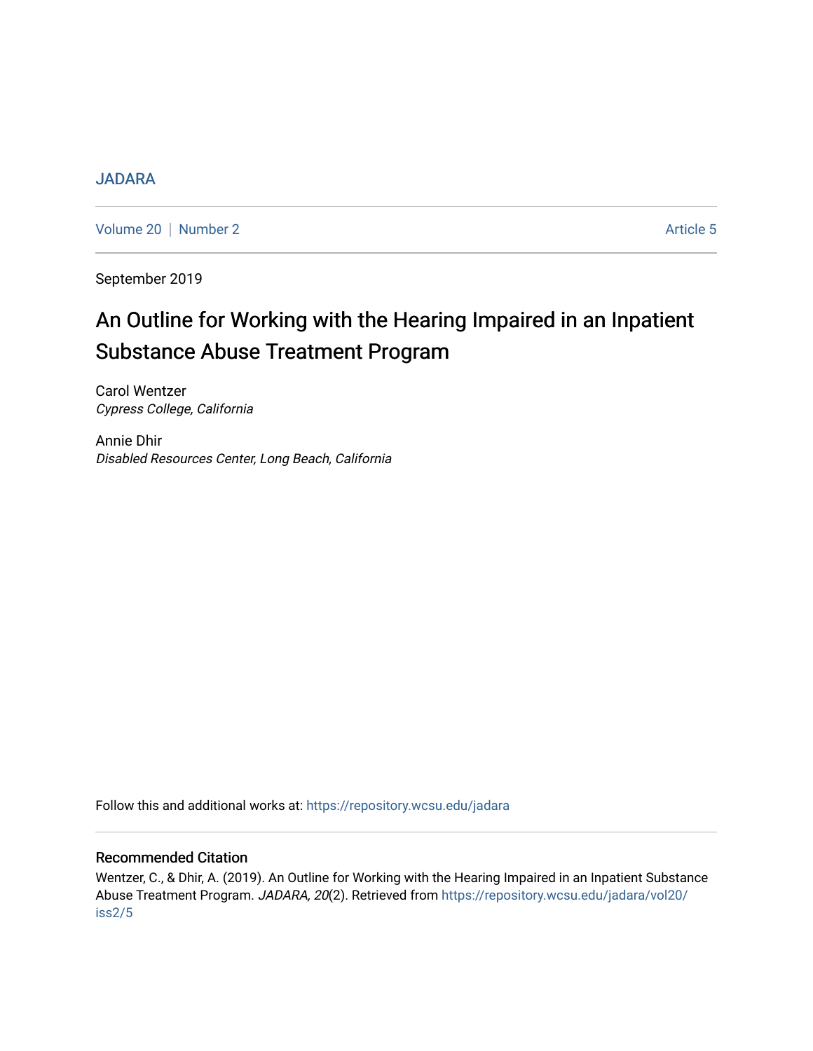JADARA

Volume 20 | Number 2 | Article 5

September 2019

# An Outline for Working with the Hearing Impaired in an Inpatient Substance Abuse Treatment Program

Carol Wentzer
*Cypress College, California*

Annie Dhir
*Disabled Resources Center, Long Beach, California*

Follow this and additional works at: https://repository.wcsu.edu/jadara

## Recommended Citation

Wentzer, C., & Dhir, A. (2019). An Outline for Working with the Hearing Impaired in an Inpatient Substance Abuse Treatment Program. *JADARA, 20*(2). Retrieved from https://repository.wcsu.edu/jadara/vol20/iss2/5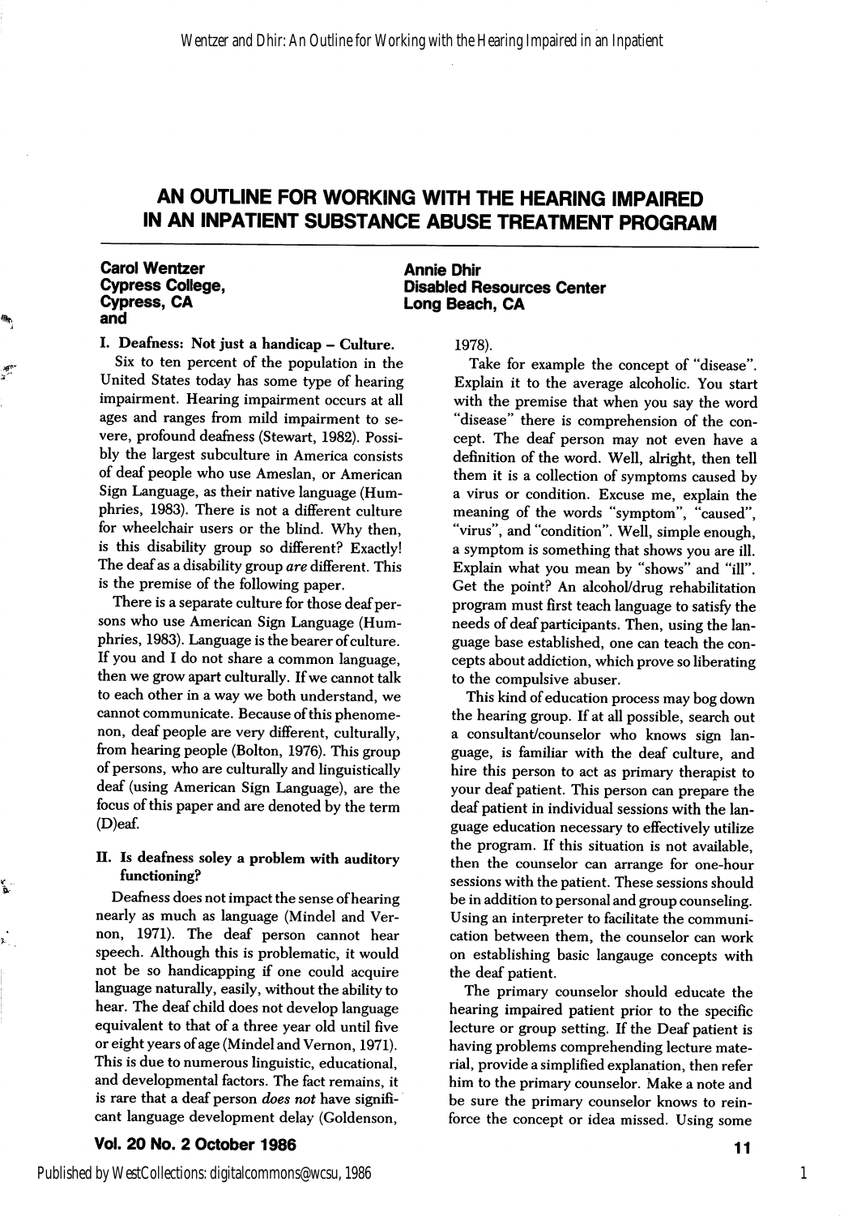# AN OUTLINE FOR WORKING WITH THE HEARING IMPAIRED IN AN INPATIENT SUBSTANCE ABUSE TREATMENT PROGRAM

**Carol Wentzer**
**Cypress College,**
**Cypress, CA**
**and**

**Annie Dhir**
**Disabled Resources Center**
**Long Beach, CA**

## I. Deafness: Not just a handicap – Culture.

Six to ten percent of the population in the United States today has some type of hearing impairment. Hearing impairment occurs at all ages and ranges from mild impairment to severe, profound deafness (Stewart, 1982). Possibly the largest subculture in America consists of deaf people who use Ameslan, or American Sign Language, as their native language (Humphries, 1983). There is not a different culture for wheelchair users or the blind. Why then, is this disability group so different? Exactly! The deaf as a disability group *are* different. This is the premise of the following paper.

There is a separate culture for those deaf persons who use American Sign Language (Humphries, 1983). Language is the bearer of culture. If you and I do not share a common language, then we grow apart culturally. If we cannot talk to each other in a way we both understand, we cannot communicate. Because of this phenomenon, deaf people are very different, culturally, from hearing people (Bolton, 1976). This group of persons, who are culturally and linguistically deaf (using American Sign Language), are the focus of this paper and are denoted by the term (D)eaf.

## II. Is deafness soley a problem with auditory functioning?

Deafness does not impact the sense of hearing nearly as much as language (Mindel and Vernon, 1971). The deaf person cannot hear speech. Although this is problematic, it would not be so handicapping if one could acquire language naturally, easily, without the ability to hear. The deaf child does not develop language equivalent to that of a three year old until five or eight years of age (Mindel and Vernon, 1971). This is due to numerous linguistic, educational, and developmental factors. The fact remains, it is rare that a deaf person *does not* have significant language development delay (Goldenson, 1978).

Take for example the concept of "disease". Explain it to the average alcoholic. You start with the premise that when you say the word "disease" there is comprehension of the concept. The deaf person may not even have a definition of the word. Well, alright, then tell them it is a collection of symptoms caused by a virus or condition. Excuse me, explain the meaning of the words "symptom", "caused", "virus", and "condition". Well, simple enough, a symptom is something that shows you are ill. Explain what you mean by "shows" and "ill". Get the point? An alcohol/drug rehabilitation program must first teach language to satisfy the needs of deaf participants. Then, using the language base established, one can teach the concepts about addiction, which prove so liberating to the compulsive abuser.

This kind of education process may bog down the hearing group. If at all possible, search out a consultant/counselor who knows sign language, is familiar with the deaf culture, and hire this person to act as primary therapist to your deaf patient. This person can prepare the deaf patient in individual sessions with the language education necessary to effectively utilize the program. If this situation is not available, then the counselor can arrange for one-hour sessions with the patient. These sessions should be in addition to personal and group counseling. Using an interpreter to facilitate the communication between them, the counselor can work on establishing basic langauge concepts with the deaf patient.

The primary counselor should educate the hearing impaired patient prior to the specific lecture or group setting. If the Deaf patient is having problems comprehending lecture material, provide a simplified explanation, then refer him to the primary counselor. Make a note and be sure the primary counselor knows to reinforce the concept or idea missed. Using some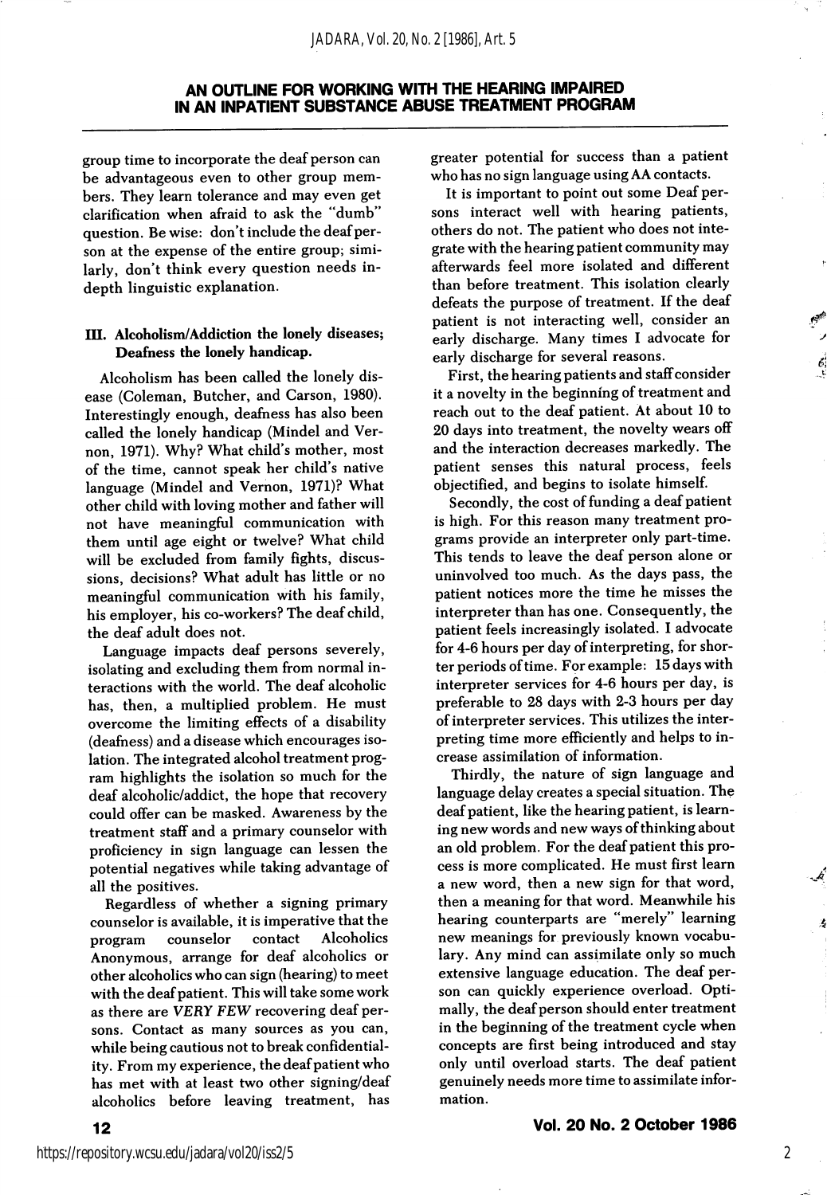group time to incorporate the deaf person can be advantageous even to other group members. They learn tolerance and may even get clarification when afraid to ask the "dumb" question. Be wise: don't include the deaf person at the expense of the entire group; similarly, don't think every question needs in-depth linguistic explanation.

### III. Alcoholism/Addiction the lonely diseases; Deafness the lonely handicap.

Alcoholism has been called the lonely disease (Coleman, Butcher, and Carson, 1980). Interestingly enough, deafness has also been called the lonely handicap (Mindel and Vernon, 1971). Why? What child's mother, most of the time, cannot speak her child's native language (Mindel and Vernon, 1971)? What other child with loving mother and father will not have meaningful communication with them until age eight or twelve? What child will be excluded from family fights, discussions, decisions? What adult has little or no meaningful communication with his family, his employer, his co-workers? The deaf child, the deaf adult does not.

Language impacts deaf persons severely, isolating and excluding them from normal interactions with the world. The deaf alcoholic has, then, a multiplied problem. He must overcome the limiting effects of a disability (deafness) and a disease which encourages isolation. The integrated alcohol treatment program highlights the isolation so much for the deaf alcoholic/addict, the hope that recovery could offer can be masked. Awareness by the treatment staff and a primary counselor with proficiency in sign language can lessen the potential negatives while taking advantage of all the positives.

Regardless of whether a signing primary counselor is available, it is imperative that the program counselor contact Alcoholics Anonymous, arrange for deaf alcoholics or other alcoholics who can sign (hearing) to meet with the deaf patient. This will take some work as there are *VERY FEW* recovering deaf persons. Contact as many sources as you can, while being cautious not to break confidentiality. From my experience, the deaf patient who has met with at least two other signing/deaf alcoholics before leaving treatment, has greater potential for success than a patient who has no sign language using AA contacts.

It is important to point out some Deaf persons interact well with hearing patients, others do not. The patient who does not integrate with the hearing patient community may afterwards feel more isolated and different than before treatment. This isolation clearly defeats the purpose of treatment. If the deaf patient is not interacting well, consider an early discharge. Many times I advocate for early discharge for several reasons.

First, the hearing patients and staff consider it a novelty in the beginning of treatment and reach out to the deaf patient. At about 10 to 20 days into treatment, the novelty wears off and the interaction decreases markedly. The patient senses this natural process, feels objectified, and begins to isolate himself.

Secondly, the cost of funding a deaf patient is high. For this reason many treatment programs provide an interpreter only part-time. This tends to leave the deaf person alone or uninvolved too much. As the days pass, the patient notices more the time he misses the interpreter than has one. Consequently, the patient feels increasingly isolated. I advocate for 4-6 hours per day of interpreting, for shorter periods of time. For example: 15 days with interpreter services for 4-6 hours per day, is preferable to 28 days with 2-3 hours per day of interpreter services. This utilizes the interpreting time more efficiently and helps to increase assimilation of information.

Thirdly, the nature of sign language and language delay creates a special situation. The deaf patient, like the hearing patient, is learning new words and new ways of thinking about an old problem. For the deaf patient this process is more complicated. He must first learn a new word, then a new sign for that word, then a meaning for that word. Meanwhile his hearing counterparts are "merely" learning new meanings for previously known vocabulary. Any mind can assimilate only so much extensive language education. The deaf person can quickly experience overload. Optimally, the deaf person should enter treatment in the beginning of the treatment cycle when concepts are first being introduced and stay only until overload starts. The deaf patient genuinely needs more time to assimilate information.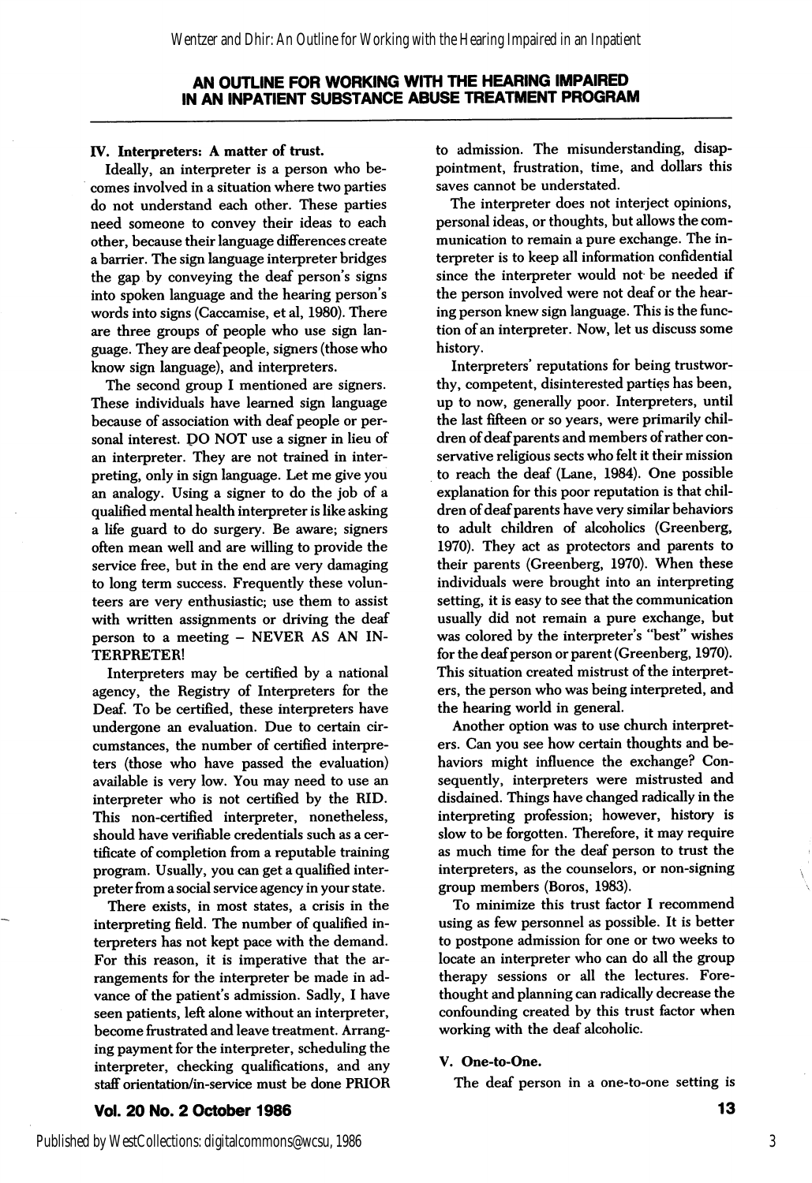## AN OUTLINE FOR WORKING WITH THE HEARING IMPAIRED IN AN INPATIENT SUBSTANCE ABUSE TREATMENT PROGRAM

### IV. Interpreters: A matter of trust.

Ideally, an interpreter is a person who becomes involved in a situation where two parties do not understand each other. These parties need someone to convey their ideas to each other, because their language differences create a barrier. The sign language interpreter bridges the gap by conveying the deaf person's signs into spoken language and the hearing person's words into signs (Caccamise, et al, 1980). There are three groups of people who use sign language. They are deaf people, signers (those who know sign language), and interpreters.

The second group I mentioned are signers. These individuals have learned sign language because of association with deaf people or personal interest. DO NOT use a signer in lieu of an interpreter. They are not trained in interpreting, only in sign language. Let me give you an analogy. Using a signer to do the job of a qualified mental health interpreter is like asking a life guard to do surgery. Be aware; signers often mean well and are willing to provide the service free, but in the end are very damaging to long term success. Frequently these volunteers are very enthusiastic; use them to assist with written assignments or driving the deaf person to a meeting – NEVER AS AN INTERPRETER!

Interpreters may be certified by a national agency, the Registry of Interpreters for the Deaf. To be certified, these interpreters have undergone an evaluation. Due to certain circumstances, the number of certified interpreters (those who have passed the evaluation) available is very low. You may need to use an interpreter who is not certified by the RID. This non-certified interpreter, nonetheless, should have verifiable credentials such as a certificate of completion from a reputable training program. Usually, you can get a qualified interpreter from a social service agency in your state.

There exists, in most states, a crisis in the interpreting field. The number of qualified interpreters has not kept pace with the demand. For this reason, it is imperative that the arrangements for the interpreter be made in advance of the patient's admission. Sadly, I have seen patients, left alone without an interpreter, become frustrated and leave treatment. Arranging payment for the interpreter, scheduling the interpreter, checking qualifications, and any staff orientation/in-service must be done PRIOR to admission. The misunderstanding, disappointment, frustration, time, and dollars this saves cannot be understated.

The interpreter does not interject opinions, personal ideas, or thoughts, but allows the communication to remain a pure exchange. The interpreter is to keep all information confidential since the interpreter would not be needed if the person involved were not deaf or the hearing person knew sign language. This is the function of an interpreter. Now, let us discuss some history.

Interpreters' reputations for being trustworthy, competent, disinterested parties has been, up to now, generally poor. Interpreters, until the last fifteen or so years, were primarily children of deaf parents and members of rather conservative religious sects who felt it their mission to reach the deaf (Lane, 1984). One possible explanation for this poor reputation is that children of deaf parents have very similar behaviors to adult children of alcoholics (Greenberg, 1970). They act as protectors and parents to their parents (Greenberg, 1970). When these individuals were brought into an interpreting setting, it is easy to see that the communication usually did not remain a pure exchange, but was colored by the interpreter's "best" wishes for the deaf person or parent (Greenberg, 1970). This situation created mistrust of the interpreters, the person who was being interpreted, and the hearing world in general.

Another option was to use church interpreters. Can you see how certain thoughts and behaviors might influence the exchange? Consequently, interpreters were mistrusted and disdained. Things have changed radically in the interpreting profession; however, history is slow to be forgotten. Therefore, it may require as much time for the deaf person to trust the interpreters, as the counselors, or non-signing group members (Boros, 1983).

To minimize this trust factor I recommend using as few personnel as possible. It is better to postpone admission for one or two weeks to locate an interpreter who can do all the group therapy sessions or all the lectures. Forethought and planning can radically decrease the confounding created by this trust factor when working with the deaf alcoholic.

### V. One-to-One.

The deaf person in a one-to-one setting is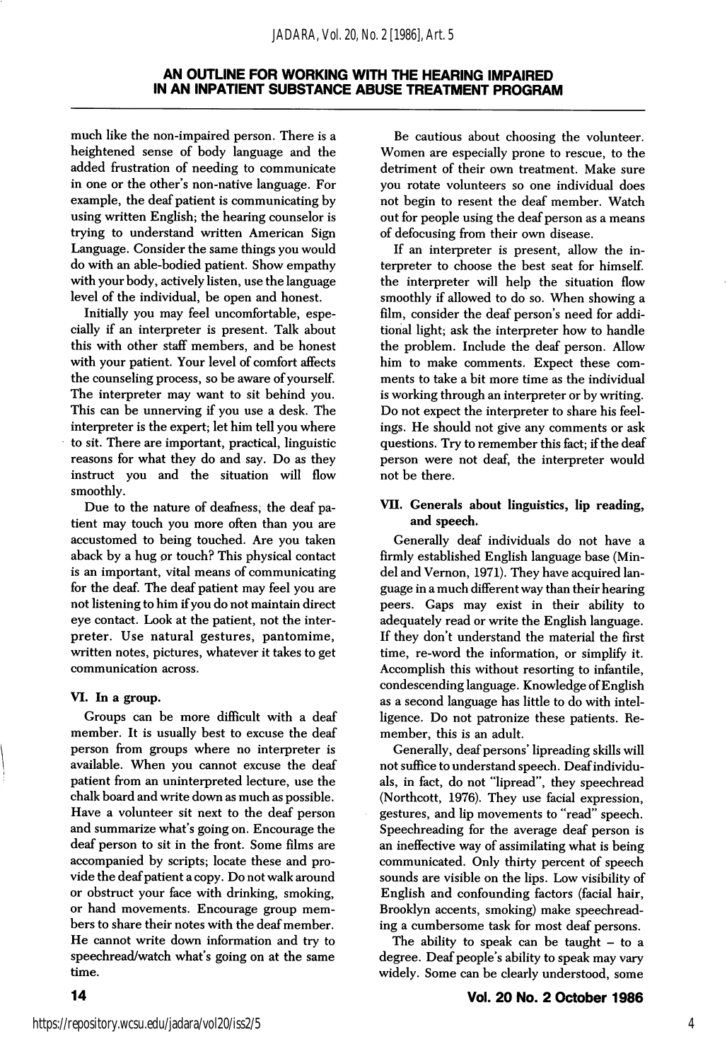much like the non-impaired person. There is a heightened sense of body language and the added frustration of needing to communicate in one or the other's non-native language. For example, the deaf patient is communicating by using written English; the hearing counselor is trying to understand written American Sign Language. Consider the same things you would do with an able-bodied patient. Show empathy with your body, actively listen, use the language level of the individual, be open and honest.

Initially you may feel uncomfortable, especially if an interpreter is present. Talk about this with other staff members, and be honest with your patient. Your level of comfort affects the counseling process, so be aware of yourself. The interpreter may want to sit behind you. This can be unnerving if you use a desk. The interpreter is the expert; let him tell you where to sit. There are important, practical, linguistic reasons for what they do and say. Do as they instruct you and the situation will flow smoothly.

Due to the nature of deafness, the deaf patient may touch you more often than you are accustomed to being touched. Are you taken aback by a hug or touch? This physical contact is an important, vital means of communicating for the deaf. The deaf patient may feel you are not listening to him if you do not maintain direct eye contact. Look at the patient, not the interpreter. Use natural gestures, pantomime, written notes, pictures, whatever it takes to get communication across.

### VI. In a group.

Groups can be more difficult with a deaf member. It is usually best to excuse the deaf person from groups where no interpreter is available. When you cannot excuse the deaf patient from an uninterpreted lecture, use the chalk board and write down as much as possible. Have a volunteer sit next to the deaf person and summarize what's going on. Encourage the deaf person to sit in the front. Some films are accompanied by scripts; locate these and provide the deaf patient a copy. Do not walk around or obstruct your face with drinking, smoking, or hand movements. Encourage group members to share their notes with the deaf member. He cannot write down information and try to speechread/watch what's going on at the same time.

Be cautious about choosing the volunteer. Women are especially prone to rescue, to the detriment of their own treatment. Make sure you rotate volunteers so one individual does not begin to resent the deaf member. Watch out for people using the deaf person as a means of defocusing from their own disease.

If an interpreter is present, allow the interpreter to choose the best seat for himself. the interpreter will help the situation flow smoothly if allowed to do so. When showing a film, consider the deaf person's need for additional light; ask the interpreter how to handle the problem. Include the deaf person. Allow him to make comments. Expect these comments to take a bit more time as the individual is working through an interpreter or by writing. Do not expect the interpreter to share his feelings. He should not give any comments or ask questions. Try to remember this fact; if the deaf person were not deaf, the interpreter would not be there.

### VII. Generals about linguistics, lip reading, and speech.

Generally deaf individuals do not have a firmly established English language base (Mindel and Vernon, 1971). They have acquired language in a much different way than their hearing peers. Gaps may exist in their ability to adequately read or write the English language. If they don't understand the material the first time, re-word the information, or simplify it. Accomplish this without resorting to infantile, condescending language. Knowledge of English as a second language has little to do with intelligence. Do not patronize these patients. Remember, this is an adult.

Generally, deaf persons' lipreading skills will not suffice to understand speech. Deaf individuals, in fact, do not "lipread", they speechread (Northcott, 1976). They use facial expression, gestures, and lip movements to "read" speech. Speechreading for the average deaf person is an ineffective way of assimilating what is being communicated. Only thirty percent of speech sounds are visible on the lips. Low visibility of English and confounding factors (facial hair, Brooklyn accents, smoking) make speechreading a cumbersome task for most deaf persons.

The ability to speak can be taught – to a degree. Deaf people's ability to speak may vary widely. Some can be clearly understood, some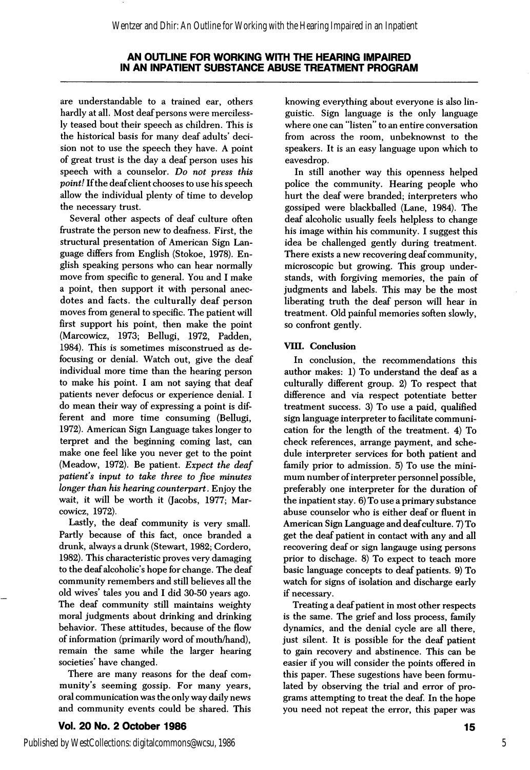are understandable to a trained ear, others hardly at all. Most deaf persons were mercilessly teased bout their speech as children. This is the historical basis for many deaf adults' decision not to use the speech they have. A point of great trust is the day a deaf person uses his speech with a counselor. *Do not press this point!* If the deaf client chooses to use his speech allow the individual plenty of time to develop the necessary trust.

Several other aspects of deaf culture often frustrate the person new to deafness. First, the structural presentation of American Sign Language differs from English (Stokoe, 1978). English speaking persons who can hear normally move from specific to general. You and I make a point, then support it with personal anecdotes and facts. the culturally deaf person moves from general to specific. The patient will first support his point, then make the point (Marcowicz, 1973; Bellugi, 1972, Padden, 1984). This is sometimes misconstrued as defocusing or denial. Watch out, give the deaf individual more time than the hearing person to make his point. I am not saying that deaf patients never defocus or experience denial. I do mean their way of expressing a point is different and more time consuming (Bellugi, 1972). American Sign Language takes longer to terpret and the beginning coming last, can make one feel like you never get to the point (Meadow, 1972). Be patient. *Expect the deaf patient's input to take three to five minutes longer than his hearing counterpart*. Enjoy the wait, it will be worth it (Jacobs, 1977; Marcowicz, 1972).

Lastly, the deaf community is very small. Partly because of this fact, once branded a drunk, always a drunk (Stewart, 1982; Cordero, 1982). This characteristic proves very damaging to the deaf alcoholic's hope for change. The deaf community remembers and still believes all the old wives' tales you and I did 30-50 years ago. The deaf community still maintains weighty moral judgments about drinking and drinking behavior. These attitudes, because of the flow of information (primarily word of mouth/hand), remain the same while the larger hearing societies' have changed.

There are many reasons for the deaf community's seeming gossip. For many years, oral communication was the only way daily news and community events could be shared. This knowing everything about everyone is also linguistic. Sign language is the only language where one can "listen" to an entire conversation from across the room, unbeknownst to the speakers. It is an easy language upon which to eavesdrop.

In still another way this openness helped police the community. Hearing people who hurt the deaf were branded; interpreters who gossiped were blackballed (Lane, 1984). The deaf alcoholic usually feels helpless to change his image within his community. I suggest this idea be challenged gently during treatment. There exists a new recovering deaf community, microscopic but growing. This group understands, with forgiving memories, the pain of judgments and labels. This may be the most liberating truth the deaf person will hear in treatment. Old painful memories soften slowly, so confront gently.

### VIII. Conclusion

In conclusion, the recommendations this author makes: 1) To understand the deaf as a culturally different group. 2) To respect that difference and via respect potentiate better treatment success. 3) To use a paid, qualified sign language interpreter to facilitate communication for the length of the treatment. 4) To check references, arrange payment, and schedule interpreter services for both patient and family prior to admission. 5) To use the minimum number of interpreter personnel possible, preferably one interpreter for the duration of the inpatient stay. 6) To use a primary substance abuse counselor who is either deaf or fluent in American Sign Language and deaf culture. 7) To get the deaf patient in contact with any and all recovering deaf or sign langauge using persons prior to dischage. 8) To expect to teach more basic language concepts to deaf patients. 9) To watch for signs of isolation and discharge early if necessary.

Treating a deaf patient in most other respects is the same. The grief and loss process, family dynamics, and the denial cycle are all there, just silent. It is possible for the deaf patient to gain recovery and abstinence. This can be easier if you will consider the points offered in this paper. These sugestions have been formulated by observing the trial and error of programs attempting to treat the deaf. In the hope you need not repeat the error, this paper was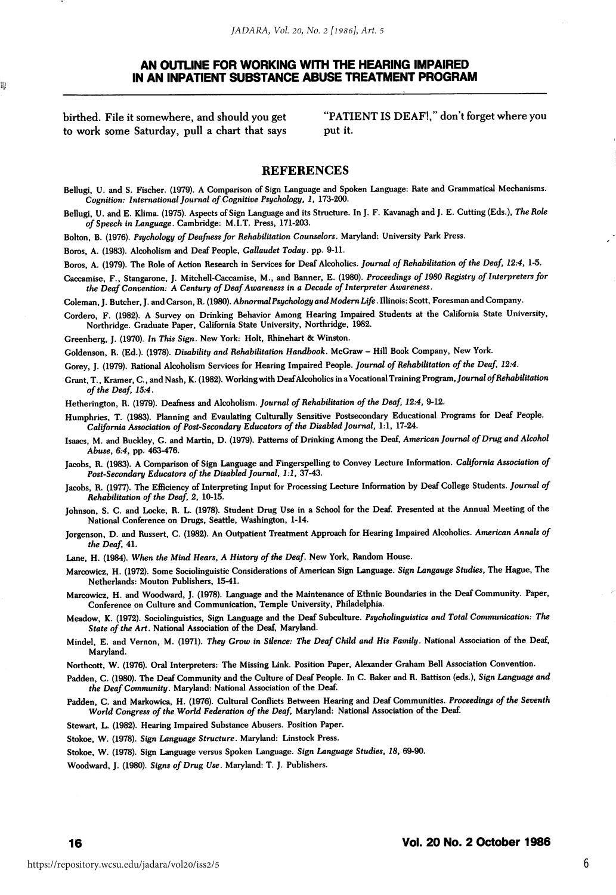birthed. File it somewhere, and should you get to work some Saturday, pull a chart that says "PATIENT IS DEAF!," don't forget where you put it.

## REFERENCES

Bellugi, U. and S. Fischer. (1979). A Comparison of Sign Language and Spoken Language: Rate and Grammatical Mechanisms. *Cognition: International Journal of Cognitive Psychology, 1,* 173-200.

Bellugi, U. and E. Klima. (1975). Aspects of Sign Language and its Structure. In J. F. Kavanagh and J. E. Cutting (Eds.), *The Role of Speech in Language*. Cambridge: M.I.T. Press, 171-203.

Bolton, B. (1976). *Psychology of Deafness for Rehabilitation Counselors*. Maryland: University Park Press.

Boros, A. (1983). Alcoholism and Deaf People, *Gallaudet Today*. pp. 9-11.

Boros, A. (1979). The Role of Action Research in Services for Deaf Alcoholics. *Journal of Rehabilitation of the Deaf, 12:4,* 1-5.

Caccamise, F., Stangarone, J. Mitchell-Caccamise, M., and Banner, E. (1980). *Proceedings of 1980 Registry of Interpreters for the Deaf Convention: A Century of Deaf Awareness in a Decade of Interpreter Awareness*.

Coleman, J. Butcher, J. and Carson, R. (1980). *Abnormal Psychology and Modern Life*. Illinois: Scott, Foresman and Company.

Cordero, F. (1982). A Survey on Drinking Behavior Among Hearing Impaired Students at the California State University, Northridge. Graduate Paper, California State University, Northridge, 1982.

Greenberg, J. (1970). *In This Sign*. New York: Holt, Rhinehart & Winston.

Goldenson, R. (Ed.). (1978). *Disability and Rehabilitation Handbook*. McGraw – Hill Book Company, New York.

Gorey, J. (1979). Rational Alcoholism Services for Hearing Impaired People. *Journal of Rehabilitation of the Deaf, 12:4*.

Grant, T., Kramer, C., and Nash, K. (1982). Working with Deaf Alcoholics in a Vocational Training Program, *Journal of Rehabilitation of the Deaf, 15:4*.

Hetherington, R. (1979). Deafness and Alcoholism. *Journal of Rehabilitation of the Deaf, 12:4,* 9-12.

Humphries, T. (1983). Planning and Evaulating Culturally Sensitive Postsecondary Educational Programs for Deaf People. *California Association of Post-Secondary Educators of the Disabled Journal,* 1:1, 17-24.

Isaacs, M. and Buckley, G. and Martin, D. (1979). Patterns of Drinking Among the Deaf, *American Journal of Drug and Alcohol Abuse, 6:4,* pp. 463-476.

Jacobs, R. (1983). A Comparison of Sign Language and Fingerspelling to Convey Lecture Information. *California Association of Post-Secondary Educators of the Disabled Journal, 1:1,* 37-43.

Jacobs, R. (1977). The Efficiency of Interpreting Input for Processing Lecture Information by Deaf College Students. *Journal of Rehabilitation of the Deaf, 2,* 10-15.

Johnson, S. C. and Locke, R. L. (1978). Student Drug Use in a School for the Deaf. Presented at the Annual Meeting of the National Conference on Drugs, Seattle, Washington, 1-14.

Jorgenson, D. and Russert, C. (1982). An Outpatient Treatment Approach for Hearing Impaired Alcoholics. *American Annals of the Deaf,* 41.

Lane, H. (1984). *When the Mind Hears, A History of the Deaf*. New York, Random House.

Marcowicz, H. (1972). Some Sociolinguistic Considerations of American Sign Language. *Sign Langauge Studies,* The Hague, The Netherlands: Mouton Publishers, 15-41.

Marcowicz, H. and Woodward, J. (1978). Language and the Maintenance of Ethnic Boundaries in the Deaf Community. Paper, Conference on Culture and Communication, Temple University, Philadelphia.

Meadow, K. (1972). Sociolinguistics, Sign Language and the Deaf Subculture. *Psycholinguistics and Total Communication: The State of the Art*. National Association of the Deaf, Maryland.

Mindel, E. and Vernon, M. (1971). *They Grow in Silence: The Deaf Child and His Family*. National Association of the Deaf, Maryland.

Northcott, W. (1976). Oral Interpreters: The Missing Link. Position Paper, Alexander Graham Bell Association Convention.

Padden, C. (1980). The Deaf Community and the Culture of Deaf People. In C. Baker and R. Battison (eds.), *Sign Language and the Deaf Community*. Maryland: National Association of the Deaf.

Padden, C. and Markowica, H. (1976). Cultural Conflicts Between Hearing and Deaf Communities. *Proceedings of the Seventh World Congress of the World Federation of the Deaf,* Maryland: National Association of the Deaf.

Stewart, L. (1982). Hearing Impaired Substance Abusers. Position Paper.

Stokoe, W. (1978). *Sign Language Structure*. Maryland: Linstock Press.

Stokoe, W. (1978). Sign Language versus Spoken Language. *Sign Language Studies, 18,* 69-90.

Woodward, J. (1980). *Signs of Drug Use*. Maryland: T. J. Publishers.